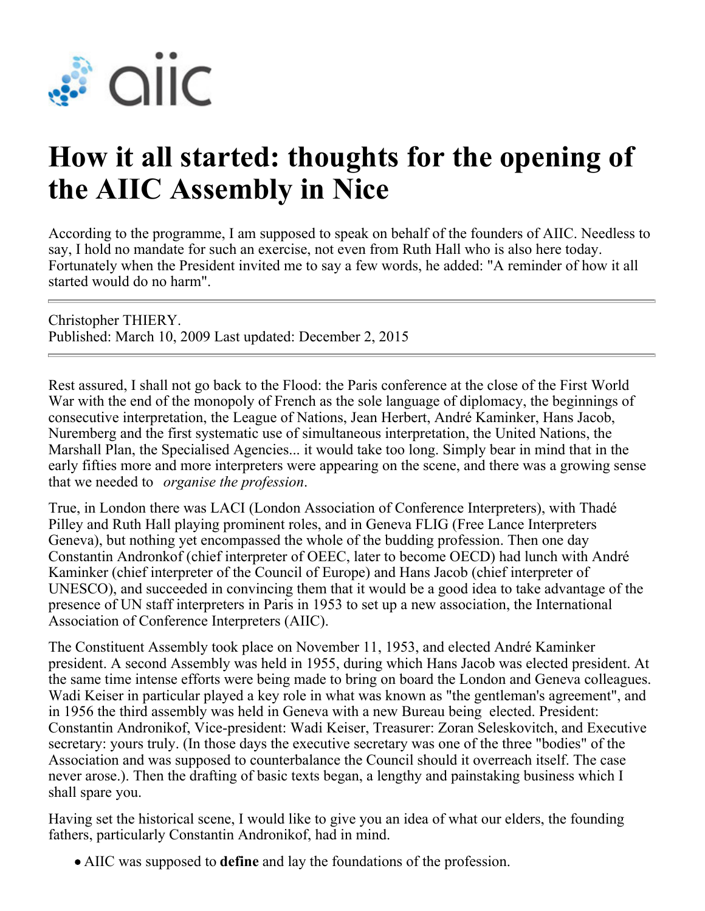# How it all started: thoughts for the opening of the AIIC Assembly in Nice

According to the programme, I am supposed to speak on behalf of the founders of AIIC. Needless to say, I hold no mandate for such an exercise, not even from Ruth Hall who is also here today. Fortunately when the President invited me to say a few words, he added: "A reminder of how it all started would do no harm".

Christopher THIERY.
Published: March 10, 2009 Last updated: December 2, 2015

Rest assured, I shall not go back to the Flood: the Paris conference at the close of the First World War with the end of the monopoly of French as the sole language of diplomacy, the beginnings of consecutive interpretation, the League of Nations, Jean Herbert, André Kaminker, Hans Jacob, Nuremberg and the first systematic use of simultaneous interpretation, the United Nations, the Marshall Plan, the Specialised Agencies... it would take too long. Simply bear in mind that in the early fifties more and more interpreters were appearing on the scene, and there was a growing sense that we needed to *organise the profession*.

True, in London there was LACI (London Association of Conference Interpreters), with Thadé Pilley and Ruth Hall playing prominent roles, and in Geneva FLIG (Free Lance Interpreters Geneva), but nothing yet encompassed the whole of the budding profession. Then one day Constantin Andronkof (chief interpreter of OEEC, later to become OECD) had lunch with André Kaminker (chief interpreter of the Council of Europe) and Hans Jacob (chief interpreter of UNESCO), and succeeded in convincing them that it would be a good idea to take advantage of the presence of UN staff interpreters in Paris in 1953 to set up a new association, the International Association of Conference Interpreters (AIIC).

The Constituent Assembly took place on November 11, 1953, and elected André Kaminker president. A second Assembly was held in 1955, during which Hans Jacob was elected president. At the same time intense efforts were being made to bring on board the London and Geneva colleagues. Wadi Keiser in particular played a key role in what was known as "the gentleman's agreement", and in 1956 the third assembly was held in Geneva with a new Bureau being elected. President: Constantin Andronikof, Vice-president: Wadi Keiser, Treasurer: Zoran Seleskovitch, and Executive secretary: yours truly. (In those days the executive secretary was one of the three "bodies" of the Association and was supposed to counterbalance the Council should it overreach itself. The case never arose.). Then the drafting of basic texts began, a lengthy and painstaking business which I shall spare you.

Having set the historical scene, I would like to give you an idea of what our elders, the founding fathers, particularly Constantin Andronikof, had in mind.

- AIIC was supposed to **define** and lay the foundations of the profession.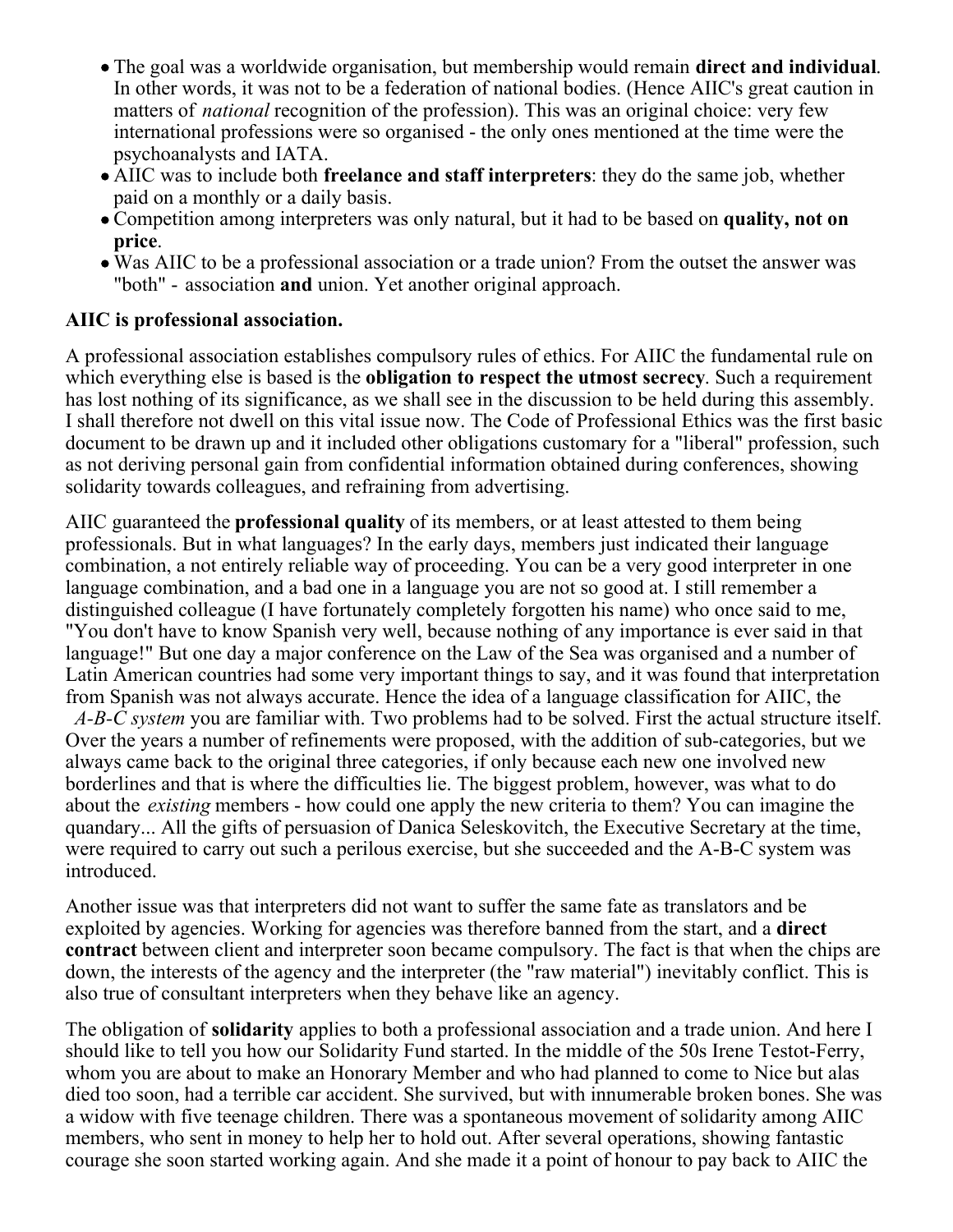- The goal was a worldwide organisation, but membership would remain **direct and individual**. In other words, it was not to be a federation of national bodies. (Hence AIIC's great caution in matters of *national* recognition of the profession). This was an original choice: very few international professions were so organised - the only ones mentioned at the time were the psychoanalysts and IATA.
- AIIC was to include both **freelance and staff interpreters**: they do the same job, whether paid on a monthly or a daily basis.
- Competition among interpreters was only natural, but it had to be based on **quality, not on price**.
- Was AIIC to be a professional association or a trade union? From the outset the answer was "both" - association **and** union. Yet another original approach.

**AIIC is professional association.**

A professional association establishes compulsory rules of ethics. For AIIC the fundamental rule on which everything else is based is the **obligation to respect the utmost secrecy**. Such a requirement has lost nothing of its significance, as we shall see in the discussion to be held during this assembly. I shall therefore not dwell on this vital issue now. The Code of Professional Ethics was the first basic document to be drawn up and it included other obligations customary for a "liberal" profession, such as not deriving personal gain from confidential information obtained during conferences, showing solidarity towards colleagues, and refraining from advertising.

AIIC guaranteed the **professional quality** of its members, or at least attested to them being professionals. But in what languages? In the early days, members just indicated their language combination, a not entirely reliable way of proceeding. You can be a very good interpreter in one language combination, and a bad one in a language you are not so good at. I still remember a distinguished colleague (I have fortunately completely forgotten his name) who once said to me, "You don't have to know Spanish very well, because nothing of any importance is ever said in that language!" But one day a major conference on the Law of the Sea was organised and a number of Latin American countries had some very important things to say, and it was found that interpretation from Spanish was not always accurate. Hence the idea of a language classification for AIIC, the *A-B-C system* you are familiar with. Two problems had to be solved. First the actual structure itself. Over the years a number of refinements were proposed, with the addition of sub-categories, but we always came back to the original three categories, if only because each new one involved new borderlines and that is where the difficulties lie. The biggest problem, however, was what to do about the *existing* members - how could one apply the new criteria to them? You can imagine the quandary... All the gifts of persuasion of Danica Seleskovitch, the Executive Secretary at the time, were required to carry out such a perilous exercise, but she succeeded and the A-B-C system was introduced.

Another issue was that interpreters did not want to suffer the same fate as translators and be exploited by agencies. Working for agencies was therefore banned from the start, and a **direct contract** between client and interpreter soon became compulsory. The fact is that when the chips are down, the interests of the agency and the interpreter (the "raw material") inevitably conflict. This is also true of consultant interpreters when they behave like an agency.

The obligation of **solidarity** applies to both a professional association and a trade union. And here I should like to tell you how our Solidarity Fund started. In the middle of the 50s Irene Testot-Ferry, whom you are about to make an Honorary Member and who had planned to come to Nice but alas died too soon, had a terrible car accident. She survived, but with innumerable broken bones. She was a widow with five teenage children. There was a spontaneous movement of solidarity among AIIC members, who sent in money to help her to hold out. After several operations, showing fantastic courage she soon started working again. And she made it a point of honour to pay back to AIIC the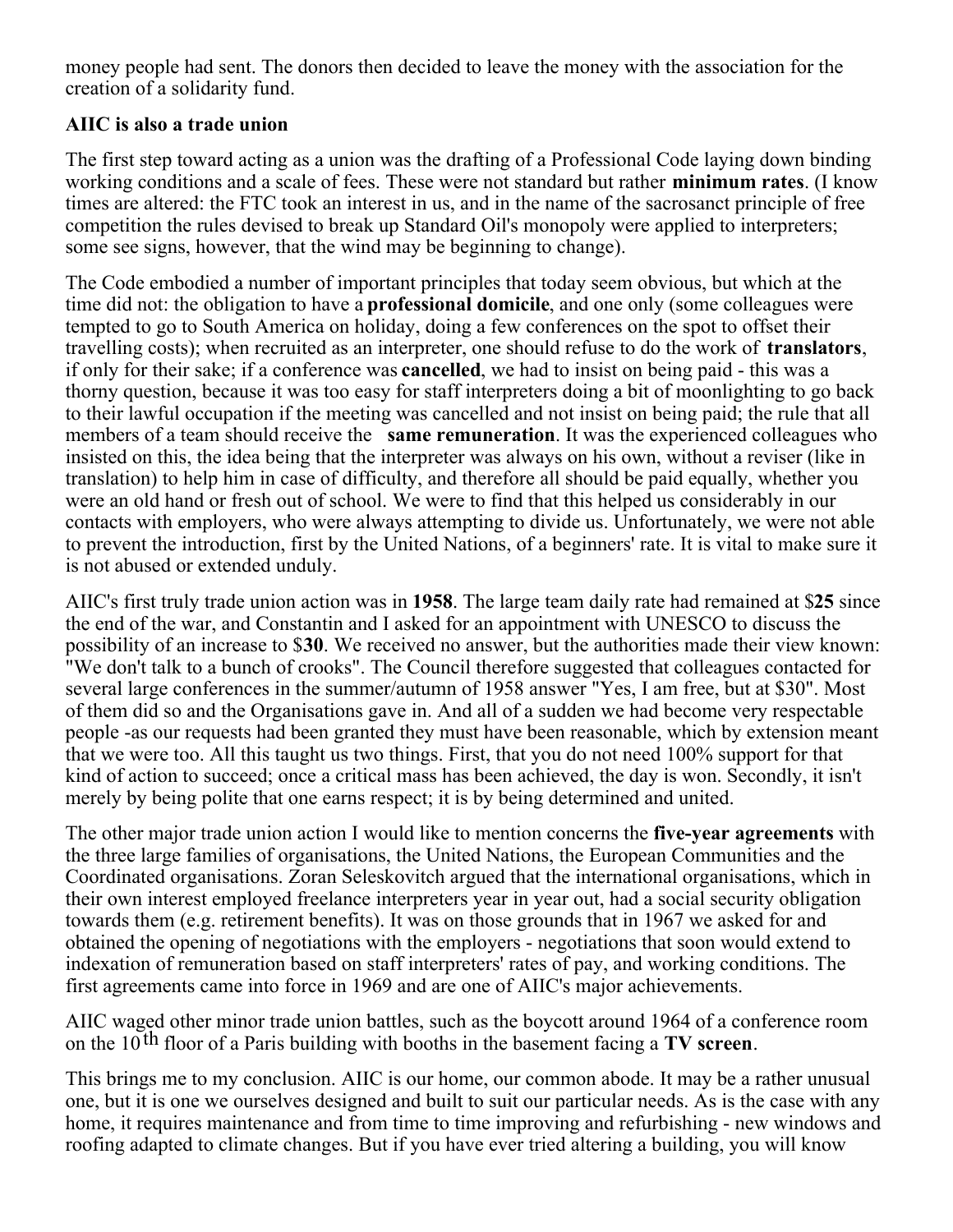money people had sent. The donors then decided to leave the money with the association for the creation of a solidarity fund.

**AIIC is also a trade union**

The first step toward acting as a union was the drafting of a Professional Code laying down binding working conditions and a scale of fees. These were not standard but rather **minimum rates**. (I know times are altered: the FTC took an interest in us, and in the name of the sacrosanct principle of free competition the rules devised to break up Standard Oil's monopoly were applied to interpreters; some see signs, however, that the wind may be beginning to change).

The Code embodied a number of important principles that today seem obvious, but which at the time did not: the obligation to have a **professional domicile**, and one only (some colleagues were tempted to go to South America on holiday, doing a few conferences on the spot to offset their travelling costs); when recruited as an interpreter, one should refuse to do the work of **translators**, if only for their sake; if a conference was **cancelled**, we had to insist on being paid - this was a thorny question, because it was too easy for staff interpreters doing a bit of moonlighting to go back to their lawful occupation if the meeting was cancelled and not insist on being paid; the rule that all members of a team should receive the **same remuneration**. It was the experienced colleagues who insisted on this, the idea being that the interpreter was always on his own, without a reviser (like in translation) to help him in case of difficulty, and therefore all should be paid equally, whether you were an old hand or fresh out of school. We were to find that this helped us considerably in our contacts with employers, who were always attempting to divide us. Unfortunately, we were not able to prevent the introduction, first by the United Nations, of a beginners' rate. It is vital to make sure it is not abused or extended unduly.

AIIC's first truly trade union action was in **1958**. The large team daily rate had remained at $**25** since the end of the war, and Constantin and I asked for an appointment with UNESCO to discuss the possibility of an increase to $**30**. We received no answer, but the authorities made their view known: "We don't talk to a bunch of crooks". The Council therefore suggested that colleagues contacted for several large conferences in the summer/autumn of 1958 answer "Yes, I am free, but at $30". Most of them did so and the Organisations gave in. And all of a sudden we had become very respectable people -as our requests had been granted they must have been reasonable, which by extension meant that we were too. All this taught us two things. First, that you do not need 100% support for that kind of action to succeed; once a critical mass has been achieved, the day is won. Secondly, it isn't merely by being polite that one earns respect; it is by being determined and united.

The other major trade union action I would like to mention concerns the **five-year agreements** with the three large families of organisations, the United Nations, the European Communities and the Coordinated organisations. Zoran Seleskovitch argued that the international organisations, which in their own interest employed freelance interpreters year in year out, had a social security obligation towards them (e.g. retirement benefits). It was on those grounds that in 1967 we asked for and obtained the opening of negotiations with the employers - negotiations that soon would extend to indexation of remuneration based on staff interpreters' rates of pay, and working conditions. The first agreements came into force in 1969 and are one of AIIC's major achievements.

AIIC waged other minor trade union battles, such as the boycott around 1964 of a conference room on the 10th floor of a Paris building with booths in the basement facing a **TV screen**.

This brings me to my conclusion. AIIC is our home, our common abode. It may be a rather unusual one, but it is one we ourselves designed and built to suit our particular needs. As is the case with any home, it requires maintenance and from time to time improving and refurbishing - new windows and roofing adapted to climate changes. But if you have ever tried altering a building, you will know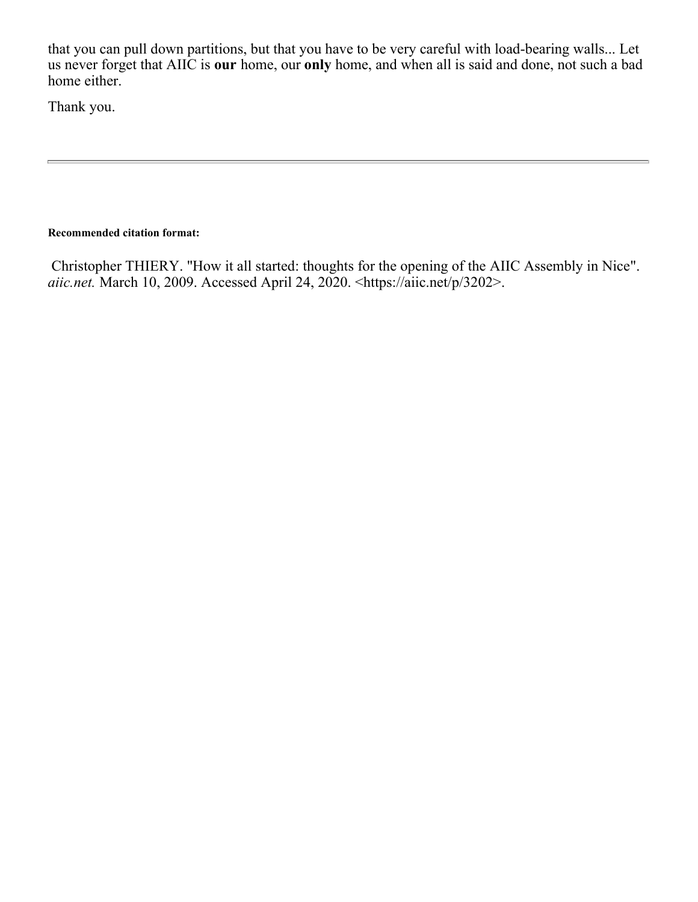that you can pull down partitions, but that you have to be very careful with load-bearing walls... Let us never forget that AIIC is **our** home, our **only** home, and when all is said and done, not such a bad home either.

Thank you.

---

**Recommended citation format:**

Christopher THIERY. "How it all started: thoughts for the opening of the AIIC Assembly in Nice". *aiic.net.* March 10, 2009. Accessed April 24, 2020. <https://aiic.net/p/3202>.